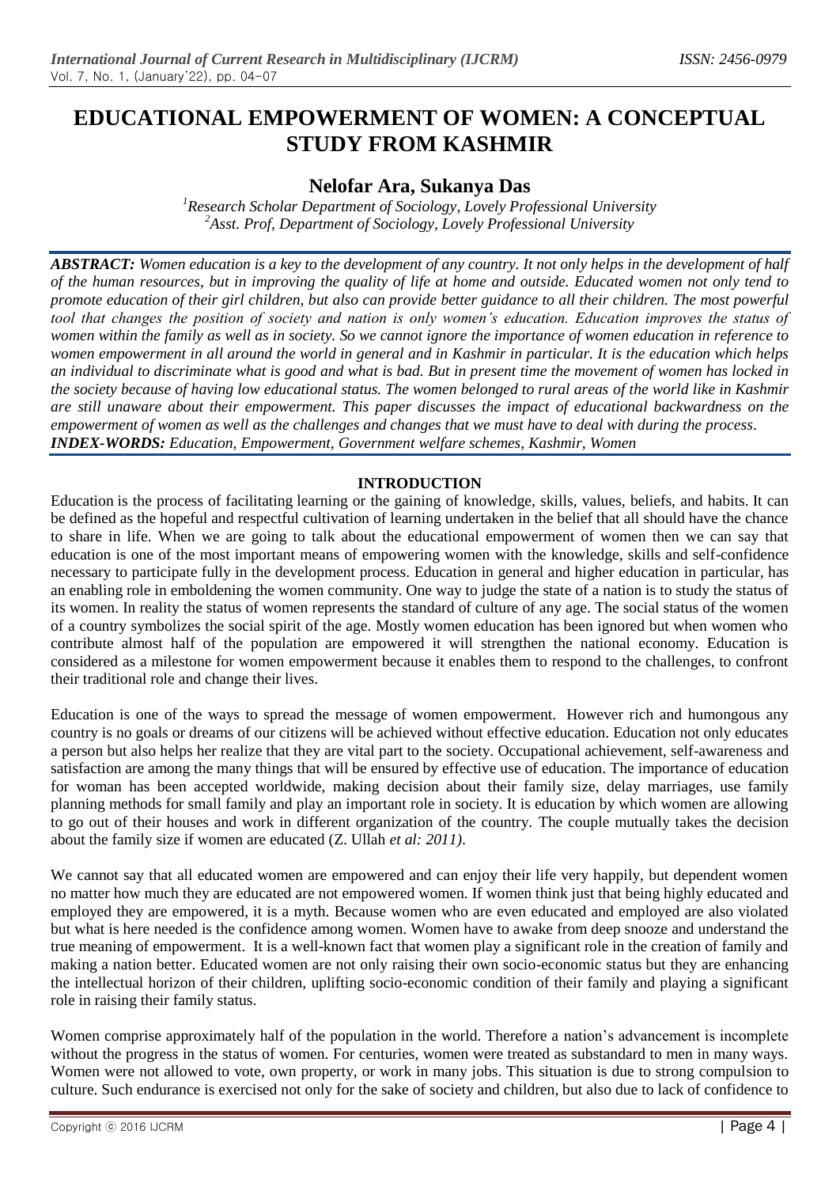# EDUCATIONAL EMPOWERMENT OF WOMEN: A CONCEPTUAL STUDY FROM KASHMIR

## Nelofar Ara, Sukanya Das

[1]Research Scholar Department of Sociology, Lovely Professional University
[2]Asst. Prof, Department of Sociology, Lovely Professional University

***ABSTRACT:*** *Women education is a key to the development of any country. It not only helps in the development of half of the human resources, but in improving the quality of life at home and outside. Educated women not only tend to promote education of their girl children, but also can provide better guidance to all their children. The most powerful tool that changes the position of society and nation is only women's education. Education improves the status of women within the family as well as in society. So we cannot ignore the importance of women education in reference to women empowerment in all around the world in general and in Kashmir in particular. It is the education which helps an individual to discriminate what is good and what is bad. But in present time the movement of women has locked in the society because of having low educational status. The women belonged to rural areas of the world like in Kashmir are still unaware about their empowerment. This paper discusses the impact of educational backwardness on the empowerment of women as well as the challenges and changes that we must have to deal with during the process.*

***INDEX-WORDS:*** *Education, Empowerment, Government welfare schemes, Kashmir, Women*

## INTRODUCTION

Education is the process of facilitating learning or the gaining of knowledge, skills, values, beliefs, and habits. It can be defined as the hopeful and respectful cultivation of learning undertaken in the belief that all should have the chance to share in life. When we are going to talk about the educational empowerment of women then we can say that education is one of the most important means of empowering women with the knowledge, skills and self-confidence necessary to participate fully in the development process. Education in general and higher education in particular, has an enabling role in emboldening the women community. One way to judge the state of a nation is to study the status of its women. In reality the status of women represents the standard of culture of any age. The social status of the women of a country symbolizes the social spirit of the age. Mostly women education has been ignored but when women who contribute almost half of the population are empowered it will strengthen the national economy. Education is considered as a milestone for women empowerment because it enables them to respond to the challenges, to confront their traditional role and change their lives.

Education is one of the ways to spread the message of women empowerment. However rich and humongous any country is no goals or dreams of our citizens will be achieved without effective education. Education not only educates a person but also helps her realize that they are vital part to the society. Occupational achievement, self-awareness and satisfaction are among the many things that will be ensured by effective use of education. The importance of education for woman has been accepted worldwide, making decision about their family size, delay marriages, use family planning methods for small family and play an important role in society. It is education by which women are allowing to go out of their houses and work in different organization of the country. The couple mutually takes the decision about the family size if women are educated (Z. Ullah *et al: 2011)*.

We cannot say that all educated women are empowered and can enjoy their life very happily, but dependent women no matter how much they are educated are not empowered women. If women think just that being highly educated and employed they are empowered, it is a myth. Because women who are even educated and employed are also violated but what is here needed is the confidence among women. Women have to awake from deep snooze and understand the true meaning of empowerment. It is a well-known fact that women play a significant role in the creation of family and making a nation better. Educated women are not only raising their own socio-economic status but they are enhancing the intellectual horizon of their children, uplifting socio-economic condition of their family and playing a significant role in raising their family status.

Women comprise approximately half of the population in the world. Therefore a nation's advancement is incomplete without the progress in the status of women. For centuries, women were treated as substandard to men in many ways. Women were not allowed to vote, own property, or work in many jobs. This situation is due to strong compulsion to culture. Such endurance is exercised not only for the sake of society and children, but also due to lack of confidence to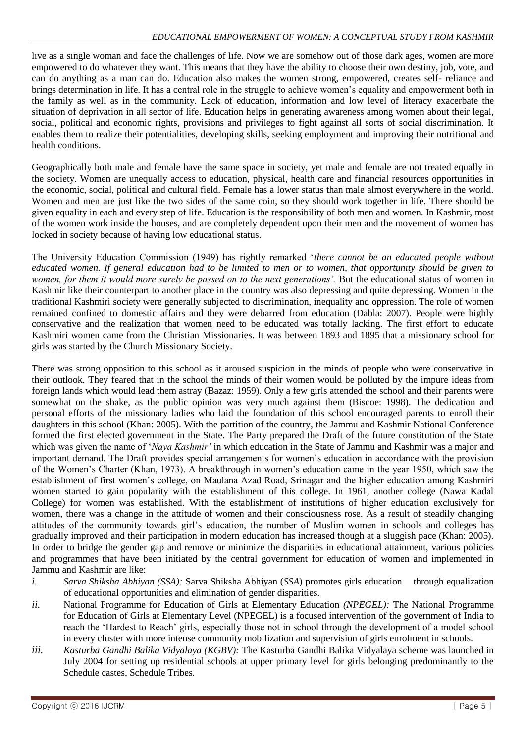live as a single woman and face the challenges of life. Now we are somehow out of those dark ages, women are more empowered to do whatever they want. This means that they have the ability to choose their own destiny, job, vote, and can do anything as a man can do. Education also makes the women strong, empowered, creates self- reliance and brings determination in life. It has a central role in the struggle to achieve women's equality and empowerment both in the family as well as in the community. Lack of education, information and low level of literacy exacerbate the situation of deprivation in all sector of life. Education helps in generating awareness among women about their legal, social, political and economic rights, provisions and privileges to fight against all sorts of social discrimination. It enables them to realize their potentialities, developing skills, seeking employment and improving their nutritional and health conditions.

Geographically both male and female have the same space in society, yet male and female are not treated equally in the society. Women are unequally access to education, physical, health care and financial resources opportunities in the economic, social, political and cultural field. Female has a lower status than male almost everywhere in the world. Women and men are just like the two sides of the same coin, so they should work together in life. There should be given equality in each and every step of life. Education is the responsibility of both men and women. In Kashmir, most of the women work inside the houses, and are completely dependent upon their men and the movement of women has locked in society because of having low educational status.

The University Education Commission (1949) has rightly remarked '*there cannot be an educated people without educated women. If general education had to be limited to men or to women, that opportunity should be given to women, for them it would more surely be passed on to the next generations'.* But the educational status of women in Kashmir like their counterpart to another place in the country was also depressing and quite depressing. Women in the traditional Kashmiri society were generally subjected to discrimination, inequality and oppression. The role of women remained confined to domestic affairs and they were debarred from education (Dabla: 2007). People were highly conservative and the realization that women need to be educated was totally lacking. The first effort to educate Kashmiri women came from the Christian Missionaries. It was between 1893 and 1895 that a missionary school for girls was started by the Church Missionary Society.

There was strong opposition to this school as it aroused suspicion in the minds of people who were conservative in their outlook. They feared that in the school the minds of their women would be polluted by the impure ideas from foreign lands which would lead them astray (Bazaz: 1959). Only a few girls attended the school and their parents were somewhat on the shake, as the public opinion was very much against them (Biscoe: 1998). The dedication and personal efforts of the missionary ladies who laid the foundation of this school encouraged parents to enroll their daughters in this school (Khan: 2005). With the partition of the country, the Jammu and Kashmir National Conference formed the first elected government in the State. The Party prepared the Draft of the future constitution of the State which was given the name of '*Naya Kashmir'* in which education in the State of Jammu and Kashmir was a major and important demand. The Draft provides special arrangements for women's education in accordance with the provision of the Women's Charter (Khan, 1973). A breakthrough in women's education came in the year 1950, which saw the establishment of first women's college, on Maulana Azad Road, Srinagar and the higher education among Kashmiri women started to gain popularity with the establishment of this college. In 1961, another college (Nawa Kadal College) for women was established. With the establishment of institutions of higher education exclusively for women, there was a change in the attitude of women and their consciousness rose. As a result of steadily changing attitudes of the community towards girl's education, the number of Muslim women in schools and colleges has gradually improved and their participation in modern education has increased though at a sluggish pace (Khan: 2005). In order to bridge the gender gap and remove or minimize the disparities in educational attainment, various policies and programmes that have been initiated by the central government for education of women and implemented in Jammu and Kashmir are like:

i. *Sarva Shiksha Abhiyan (SSA):* Sarva Shiksha Abhiyan (*SSA*) promotes girls education through equalization of educational opportunities and elimination of gender disparities.
ii. National Programme for Education of Girls at Elementary Education *(NPEGEL):* The National Programme for Education of Girls at Elementary Level (NPEGEL) is a focused intervention of the government of India to reach the 'Hardest to Reach' girls, especially those not in school through the development of a model school in every cluster with more intense community mobilization and supervision of girls enrolment in schools.
iii. *Kasturba Gandhi Balika Vidyalaya (KGBV):* The Kasturba Gandhi Balika Vidyalaya scheme was launched in July 2004 for setting up residential schools at upper primary level for girls belonging predominantly to the Schedule castes, Schedule Tribes.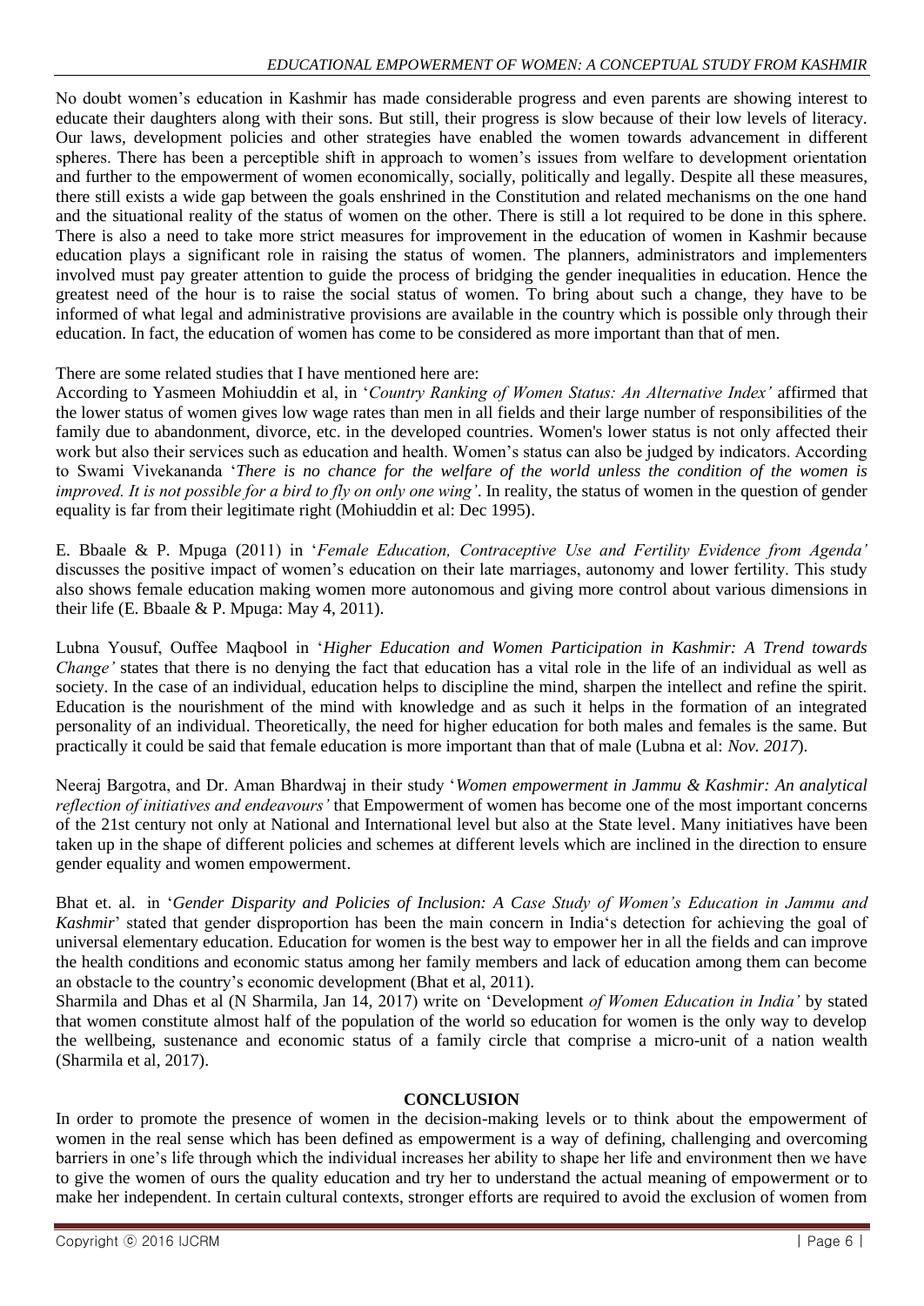No doubt women's education in Kashmir has made considerable progress and even parents are showing interest to educate their daughters along with their sons. But still, their progress is slow because of their low levels of literacy. Our laws, development policies and other strategies have enabled the women towards advancement in different spheres. There has been a perceptible shift in approach to women's issues from welfare to development orientation and further to the empowerment of women economically, socially, politically and legally. Despite all these measures, there still exists a wide gap between the goals enshrined in the Constitution and related mechanisms on the one hand and the situational reality of the status of women on the other. There is still a lot required to be done in this sphere. There is also a need to take more strict measures for improvement in the education of women in Kashmir because education plays a significant role in raising the status of women. The planners, administrators and implementers involved must pay greater attention to guide the process of bridging the gender inequalities in education. Hence the greatest need of the hour is to raise the social status of women. To bring about such a change, they have to be informed of what legal and administrative provisions are available in the country which is possible only through their education. In fact, the education of women has come to be considered as more important than that of men.

There are some related studies that I have mentioned here are:

According to Yasmeen Mohiuddin et al, in '*Country Ranking of Women Status: An Alternative Index'* affirmed that the lower status of women gives low wage rates than men in all fields and their large number of responsibilities of the family due to abandonment, divorce, etc. in the developed countries. Women's lower status is not only affected their work but also their services such as education and health. Women's status can also be judged by indicators. According to Swami Vivekananda '*There is no chance for the welfare of the world unless the condition of the women is improved. It is not possible for a bird to fly on only one wing'*. In reality, the status of women in the question of gender equality is far from their legitimate right (Mohiuddin et al: Dec 1995).

E. Bbaale & P. Mpuga (2011) in '*Female Education, Contraceptive Use and Fertility Evidence from Agenda'* discusses the positive impact of women's education on their late marriages, autonomy and lower fertility. This study also shows female education making women more autonomous and giving more control about various dimensions in their life (E. Bbaale & P. Mpuga: May 4, 2011).

Lubna Yousuf, Ouffee Maqbool in '*Higher Education and Women Participation in Kashmir: A Trend towards Change'* states that there is no denying the fact that education has a vital role in the life of an individual as well as society. In the case of an individual, education helps to discipline the mind, sharpen the intellect and refine the spirit. Education is the nourishment of the mind with knowledge and as such it helps in the formation of an integrated personality of an individual. Theoretically, the need for higher education for both males and females is the same. But practically it could be said that female education is more important than that of male (Lubna et al: *Nov. 2017*).

Neeraj Bargotra, and Dr. Aman Bhardwaj in their study '*Women empowerment in Jammu & Kashmir: An analytical reflection of initiatives and endeavours'* that Empowerment of women has become one of the most important concerns of the 21st century not only at National and International level but also at the State level. Many initiatives have been taken up in the shape of different policies and schemes at different levels which are inclined in the direction to ensure gender equality and women empowerment.

Bhat et. al. in '*Gender Disparity and Policies of Inclusion: A Case Study of Women's Education in Jammu and Kashmir*' stated that gender disproportion has been the main concern in India's detection for achieving the goal of universal elementary education. Education for women is the best way to empower her in all the fields and can improve the health conditions and economic status among her family members and lack of education among them can become an obstacle to the country's economic development (Bhat et al, 2011).

Sharmila and Dhas et al (N Sharmila, Jan 14, 2017) write on 'Development *of Women Education in India'* by stated that women constitute almost half of the population of the world so education for women is the only way to develop the wellbeing, sustenance and economic status of a family circle that comprise a micro-unit of a nation wealth (Sharmila et al, 2017).

## CONCLUSION

In order to promote the presence of women in the decision-making levels or to think about the empowerment of women in the real sense which has been defined as empowerment is a way of defining, challenging and overcoming barriers in one's life through which the individual increases her ability to shape her life and environment then we have to give the women of ours the quality education and try her to understand the actual meaning of empowerment or to make her independent. In certain cultural contexts, stronger efforts are required to avoid the exclusion of women from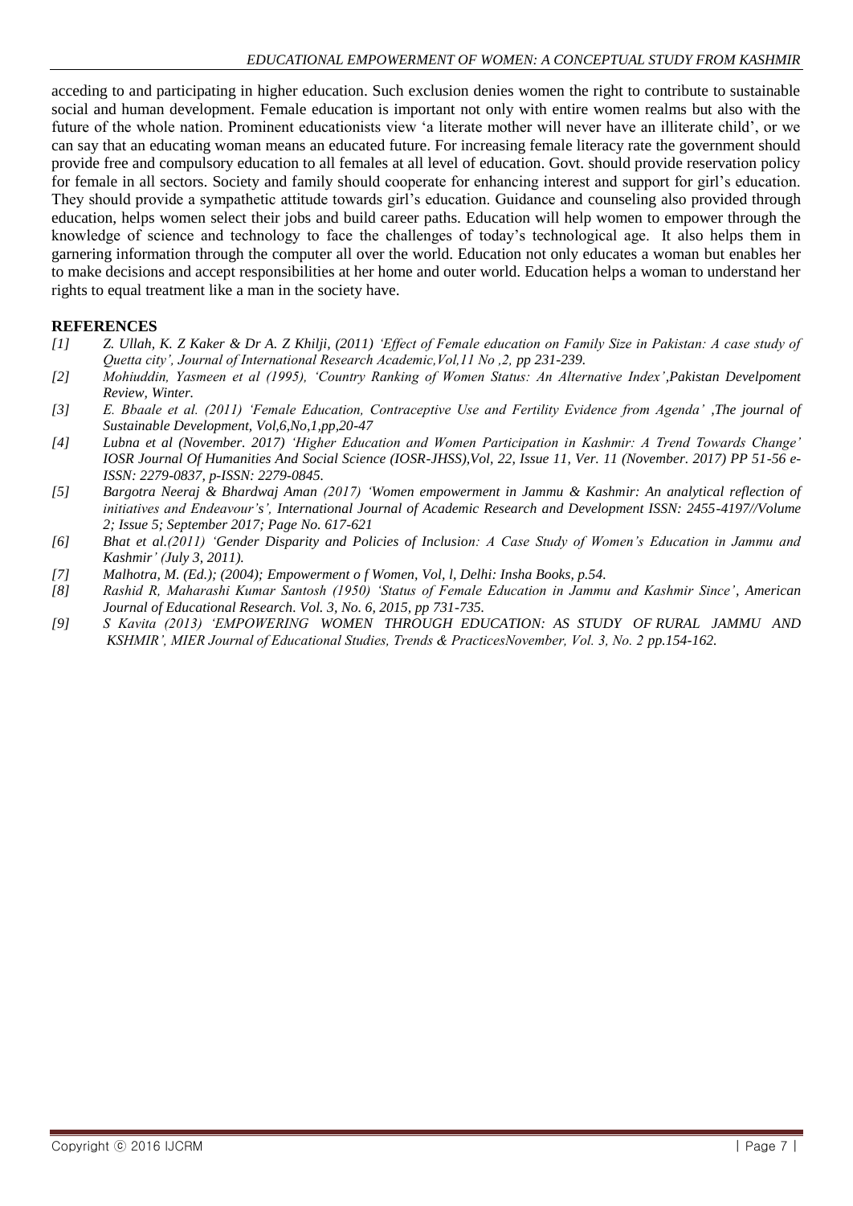acceding to and participating in higher education. Such exclusion denies women the right to contribute to sustainable social and human development. Female education is important not only with entire women realms but also with the future of the whole nation. Prominent educationists view 'a literate mother will never have an illiterate child', or we can say that an educating woman means an educated future. For increasing female literacy rate the government should provide free and compulsory education to all females at all level of education. Govt. should provide reservation policy for female in all sectors. Society and family should cooperate for enhancing interest and support for girl's education. They should provide a sympathetic attitude towards girl's education. Guidance and counseling also provided through education, helps women select their jobs and build career paths. Education will help women to empower through the knowledge of science and technology to face the challenges of today's technological age. It also helps them in garnering information through the computer all over the world. Education not only educates a woman but enables her to make decisions and accept responsibilities at her home and outer world. Education helps a woman to understand her rights to equal treatment like a man in the society have.

## REFERENCES

*[1] Z. Ullah, K. Z Kaker & Dr A. Z Khilji, (2011) 'Effect of Female education on Family Size in Pakistan: A case study of Quetta city', Journal of International Research Academic,Vol,11 No ,2, pp 231-239.*

*[2] Mohiuddin, Yasmeen et al (1995), 'Country Ranking of Women Status: An Alternative Index',Pakistan Develpoment Review, Winter.*

*[3] E. Bbaale et al. (2011) 'Female Education, Contraceptive Use and Fertility Evidence from Agenda' ,The journal of Sustainable Development, Vol,6,No,1,pp,20-47*

*[4] Lubna et al (November. 2017) 'Higher Education and Women Participation in Kashmir: A Trend Towards Change' IOSR Journal Of Humanities And Social Science (IOSR-JHSS),Vol, 22, Issue 11, Ver. 11 (November. 2017) PP 51-56 e-ISSN: 2279-0837, p-ISSN: 2279-0845.*

*[5] Bargotra Neeraj & Bhardwaj Aman (2017) 'Women empowerment in Jammu & Kashmir: An analytical reflection of initiatives and Endeavour's', International Journal of Academic Research and Development ISSN: 2455-4197//Volume 2; Issue 5; September 2017; Page No. 617-621*

*[6] Bhat et al.(2011) 'Gender Disparity and Policies of Inclusion: A Case Study of Women's Education in Jammu and Kashmir' (July 3, 2011).*

*[7] Malhotra, M. (Ed.); (2004); Empowerment o f Women, Vol, l, Delhi: Insha Books, p.54.*

*[8] Rashid R, Maharashi Kumar Santosh (1950) 'Status of Female Education in Jammu and Kashmir Since', American Journal of Educational Research. Vol. 3, No. 6, 2015, pp 731-735.*

*[9] S Kavita (2013) 'EMPOWERING WOMEN THROUGH EDUCATION: AS STUDY OF RURAL JAMMU AND KSHMIR', MIER Journal of Educational Studies, Trends & PracticesNovember, Vol. 3, No. 2 pp.154-162.*